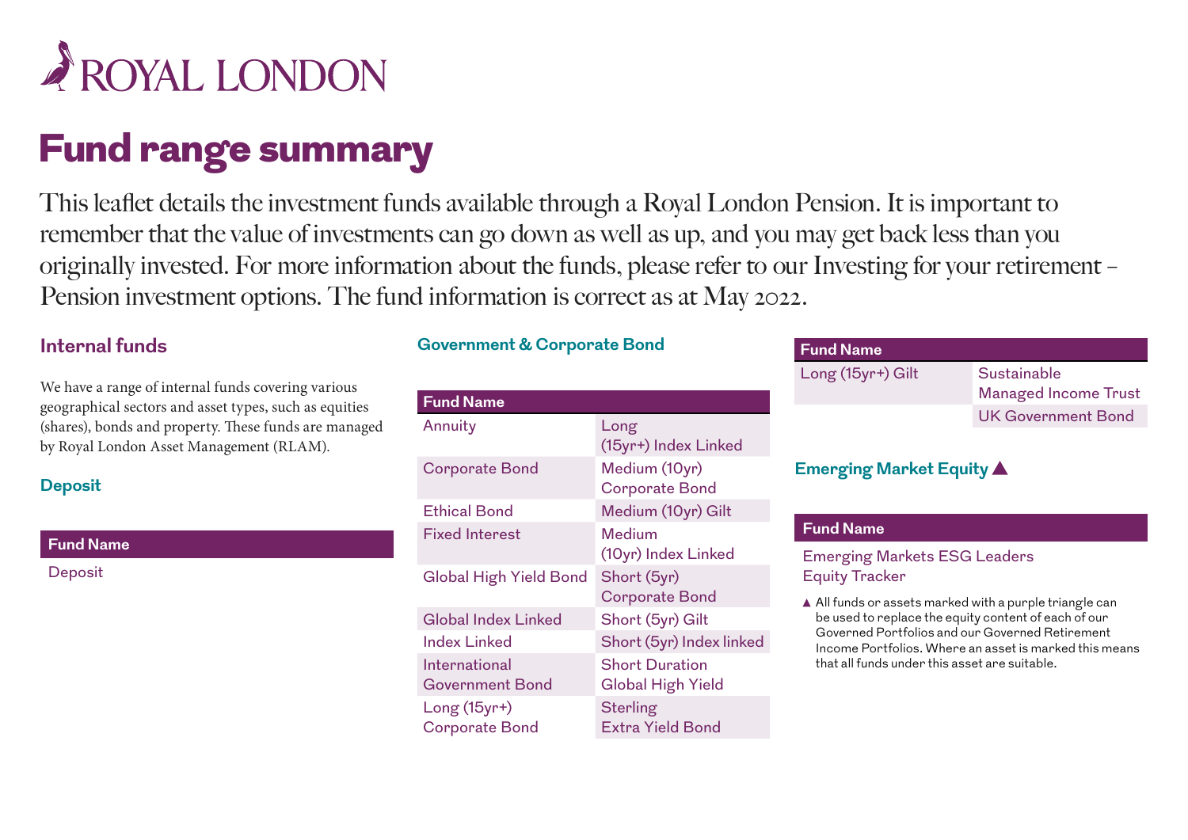ROYAL LONDON

# Fund range summary

This leaflet details the investment funds available through a Royal London Pension. It is important to remember that the value of investments can go down as well as up, and you may get back less than you originally invested. For more information about the funds, please refer to our Investing for your retirement – Pension investment options. The fund information is correct as at May 2022.

## Internal funds

We have a range of internal funds covering various geographical sectors and asset types, such as equities (shares), bonds and property. These funds are managed by Royal London Asset Management (RLAM).

### Deposit

| Fund Name |
|---|
| Deposit |

### Government & Corporate Bond

| Fund Name | |
|---|---|
| Annuity | Long (15yr+) Index Linked |
| Corporate Bond | Medium (10yr) Corporate Bond |
| Ethical Bond | Medium (10yr) Gilt |
| Fixed Interest | Medium (10yr) Index Linked |
| Global High Yield Bond | Short (5yr) Corporate Bond |
| Global Index Linked | Short (5yr) Gilt |
| Index Linked | Short (5yr) Index linked |
| International Government Bond | Short Duration Global High Yield |
| Long (15yr+) Corporate Bond | Sterling Extra Yield Bond |
| Long (15yr+) Gilt | Sustainable Managed Income Trust |
| | UK Government Bond |

### Emerging Market Equity ▲

| Fund Name |
|---|
| Emerging Markets ESG Leaders Equity Tracker |

▲ All funds or assets marked with a purple triangle can be used to replace the equity content of each of our Governed Portfolios and our Governed Retirement Income Portfolios. Where an asset is marked this means that all funds under this asset are suitable.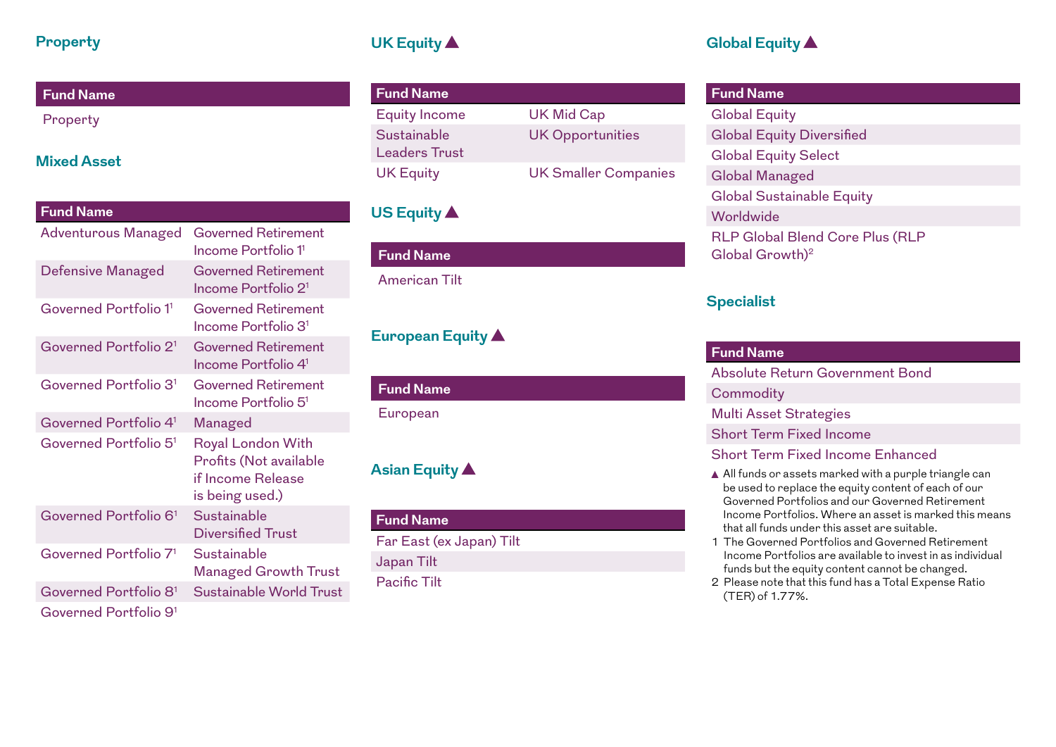## Property

| Fund Name |
|---|
| Property |

## Mixed Asset

| Fund Name | |
|---|---|
| Adventurous Managed | Governed Retirement Income Portfolio 1[1] |
| Defensive Managed | Governed Retirement Income Portfolio 2[1] |
| Governed Portfolio 1[1] | Governed Retirement Income Portfolio 3[1] |
| Governed Portfolio 2[1] | Governed Retirement Income Portfolio 4[1] |
| Governed Portfolio 3[1] | Governed Retirement Income Portfolio 5[1] |
| Governed Portfolio 4[1] | Managed |
| Governed Portfolio 5[1] | Royal London With Profits (Not available if Income Release is being used.) |
| Governed Portfolio 6[1] | Sustainable Diversified Trust |
| Governed Portfolio 7[1] | Sustainable Managed Growth Trust |
| Governed Portfolio 8[1] | Sustainable World Trust |
| Governed Portfolio 9[1] | |

## UK Equity ▲

| Fund Name | |
|---|---|
| Equity Income | UK Mid Cap |
| Sustainable Leaders Trust | UK Opportunities |
| UK Equity | UK Smaller Companies |

## US Equity ▲

| Fund Name |
|---|
| American Tilt |

## European Equity ▲

| Fund Name |
|---|
| European |

## Asian Equity ▲

| Fund Name |
|---|
| Far East (ex Japan) Tilt |
| Japan Tilt |
| Pacific Tilt |

## Global Equity ▲

| Fund Name |
|---|
| Global Equity |
| Global Equity Diversified |
| Global Equity Select |
| Global Managed |
| Global Sustainable Equity |
| Worldwide |
| RLP Global Blend Core Plus (RLP Global Growth)[2] |

## Specialist

| Fund Name |
|---|
| Absolute Return Government Bond |
| Commodity |
| Multi Asset Strategies |
| Short Term Fixed Income |
| Short Term Fixed Income Enhanced |

▲ All funds or assets marked with a purple triangle can be used to replace the equity content of each of our Governed Portfolios and our Governed Retirement Income Portfolios. Where an asset is marked this means that all funds under this asset are suitable.

1 The Governed Portfolios and Governed Retirement Income Portfolios are available to invest in as individual funds but the equity content cannot be changed.

2 Please note that this fund has a Total Expense Ratio (TER) of 1.77%.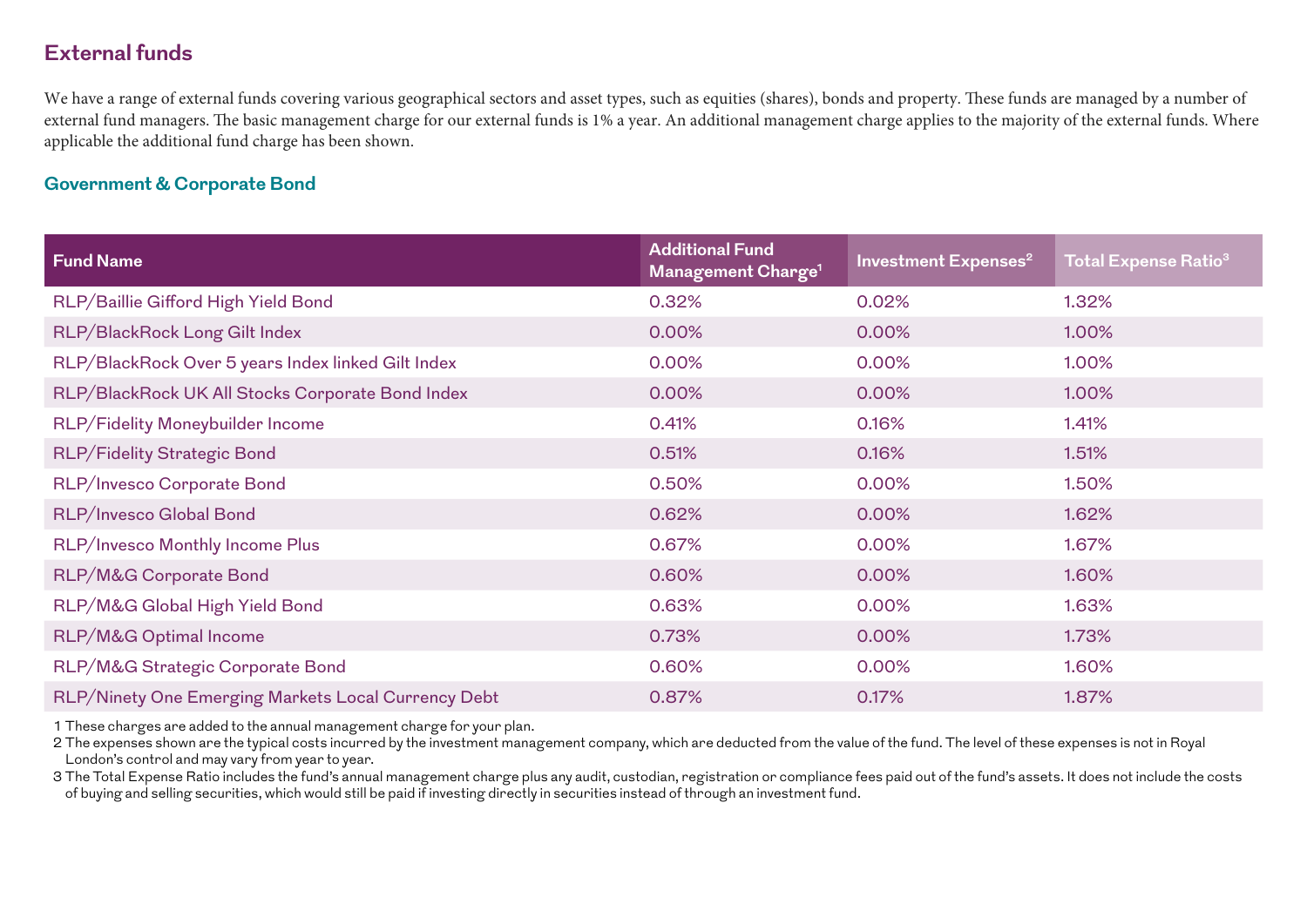## External funds

We have a range of external funds covering various geographical sectors and asset types, such as equities (shares), bonds and property. These funds are managed by a number of external fund managers. The basic management charge for our external funds is 1% a year. An additional management charge applies to the majority of the external funds. Where applicable the additional fund charge has been shown.

### Government & Corporate Bond

| Fund Name | Additional Fund Management Charge[1] | Investment Expenses[2] | Total Expense Ratio[3] |
|---|---|---|---|
| RLP/Baillie Gifford High Yield Bond | 0.32% | 0.02% | 1.32% |
| RLP/BlackRock Long Gilt Index | 0.00% | 0.00% | 1.00% |
| RLP/BlackRock Over 5 years Index linked Gilt Index | 0.00% | 0.00% | 1.00% |
| RLP/BlackRock UK All Stocks Corporate Bond Index | 0.00% | 0.00% | 1.00% |
| RLP/Fidelity Moneybuilder Income | 0.41% | 0.16% | 1.41% |
| RLP/Fidelity Strategic Bond | 0.51% | 0.16% | 1.51% |
| RLP/Invesco Corporate Bond | 0.50% | 0.00% | 1.50% |
| RLP/Invesco Global Bond | 0.62% | 0.00% | 1.62% |
| RLP/Invesco Monthly Income Plus | 0.67% | 0.00% | 1.67% |
| RLP/M&G Corporate Bond | 0.60% | 0.00% | 1.60% |
| RLP/M&G Global High Yield Bond | 0.63% | 0.00% | 1.63% |
| RLP/M&G Optimal Income | 0.73% | 0.00% | 1.73% |
| RLP/M&G Strategic Corporate Bond | 0.60% | 0.00% | 1.60% |
| RLP/Ninety One Emerging Markets Local Currency Debt | 0.87% | 0.17% | 1.87% |

1 These charges are added to the annual management charge for your plan.

2 The expenses shown are the typical costs incurred by the investment management company, which are deducted from the value of the fund. The level of these expenses is not in Royal London's control and may vary from year to year.

3 The Total Expense Ratio includes the fund's annual management charge plus any audit, custodian, registration or compliance fees paid out of the fund's assets. It does not include the costs of buying and selling securities, which would still be paid if investing directly in securities instead of through an investment fund.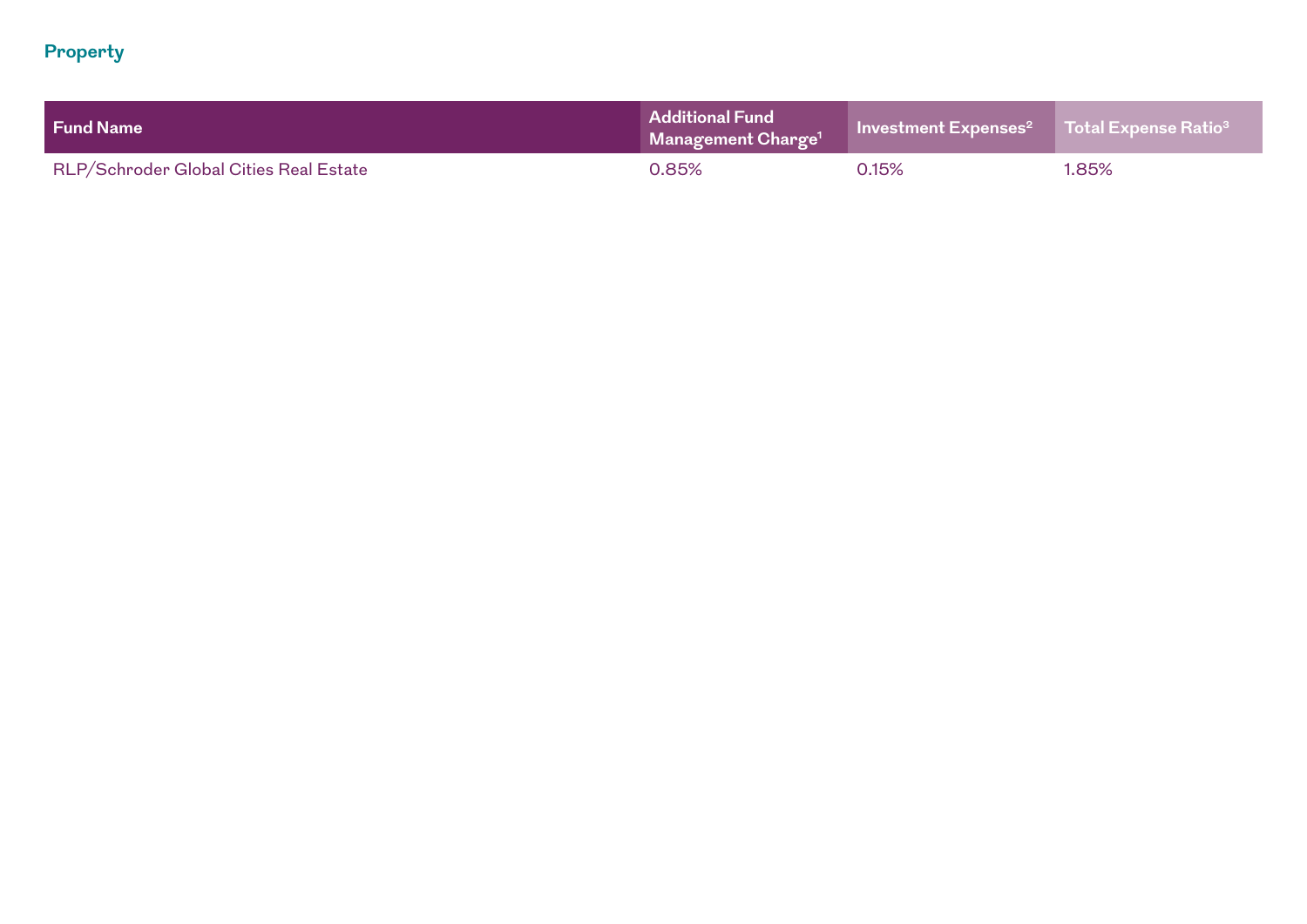## Property

| Fund Name | Additional Fund Management Charge[1] | Investment Expenses[2] | Total Expense Ratio[3] |
|---|---|---|---|
| RLP/Schroder Global Cities Real Estate | 0.85% | 0.15% | 1.85% |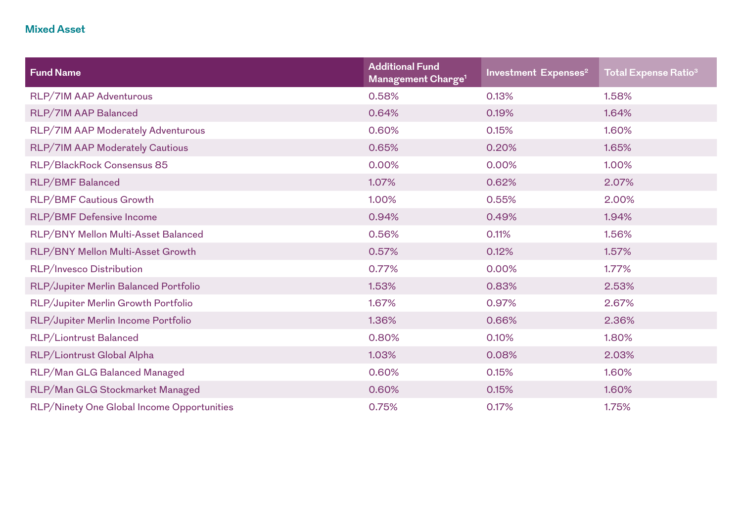## Mixed Asset

| Fund Name | Additional Fund Management Charge[1] | Investment Expenses[2] | Total Expense Ratio[3] |
|---|---|---|---|
| RLP/7IM AAP Adventurous | 0.58% | 0.13% | 1.58% |
| RLP/7IM AAP Balanced | 0.64% | 0.19% | 1.64% |
| RLP/7IM AAP Moderately Adventurous | 0.60% | 0.15% | 1.60% |
| RLP/7IM AAP Moderately Cautious | 0.65% | 0.20% | 1.65% |
| RLP/BlackRock Consensus 85 | 0.00% | 0.00% | 1.00% |
| RLP/BMF Balanced | 1.07% | 0.62% | 2.07% |
| RLP/BMF Cautious Growth | 1.00% | 0.55% | 2.00% |
| RLP/BMF Defensive Income | 0.94% | 0.49% | 1.94% |
| RLP/BNY Mellon Multi-Asset Balanced | 0.56% | 0.11% | 1.56% |
| RLP/BNY Mellon Multi-Asset Growth | 0.57% | 0.12% | 1.57% |
| RLP/Invesco Distribution | 0.77% | 0.00% | 1.77% |
| RLP/Jupiter Merlin Balanced Portfolio | 1.53% | 0.83% | 2.53% |
| RLP/Jupiter Merlin Growth Portfolio | 1.67% | 0.97% | 2.67% |
| RLP/Jupiter Merlin Income Portfolio | 1.36% | 0.66% | 2.36% |
| RLP/Liontrust Balanced | 0.80% | 0.10% | 1.80% |
| RLP/Liontrust Global Alpha | 1.03% | 0.08% | 2.03% |
| RLP/Man GLG Balanced Managed | 0.60% | 0.15% | 1.60% |
| RLP/Man GLG Stockmarket Managed | 0.60% | 0.15% | 1.60% |
| RLP/Ninety One Global Income Opportunities | 0.75% | 0.17% | 1.75% |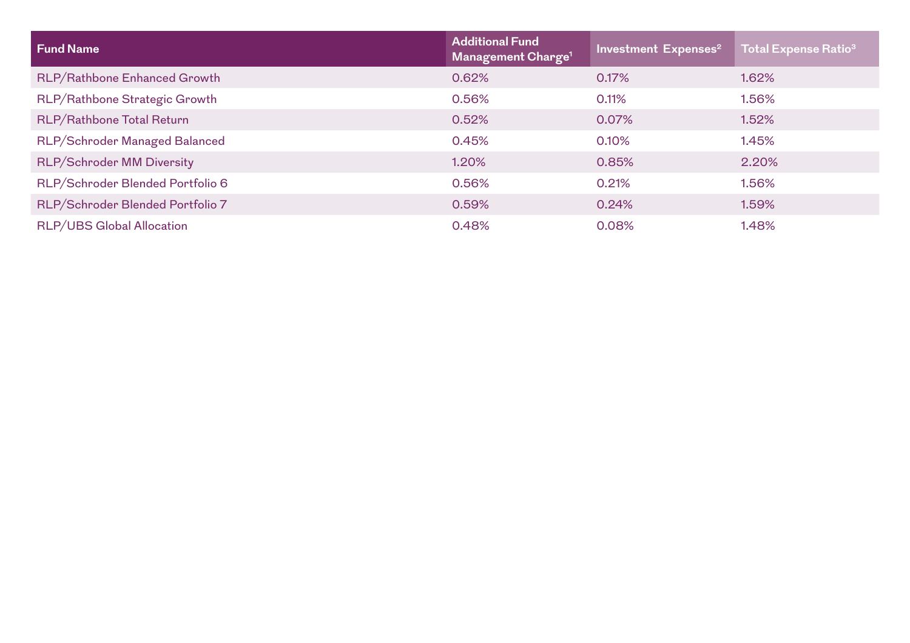| Fund Name | Additional Fund Management Charge[1] | Investment Expenses[2] | Total Expense Ratio[3] |
|---|---|---|---|
| RLP/Rathbone Enhanced Growth | 0.62% | 0.17% | 1.62% |
| RLP/Rathbone Strategic Growth | 0.56% | 0.11% | 1.56% |
| RLP/Rathbone Total Return | 0.52% | 0.07% | 1.52% |
| RLP/Schroder Managed Balanced | 0.45% | 0.10% | 1.45% |
| RLP/Schroder MM Diversity | 1.20% | 0.85% | 2.20% |
| RLP/Schroder Blended Portfolio 6 | 0.56% | 0.21% | 1.56% |
| RLP/Schroder Blended Portfolio 7 | 0.59% | 0.24% | 1.59% |
| RLP/UBS Global Allocation | 0.48% | 0.08% | 1.48% |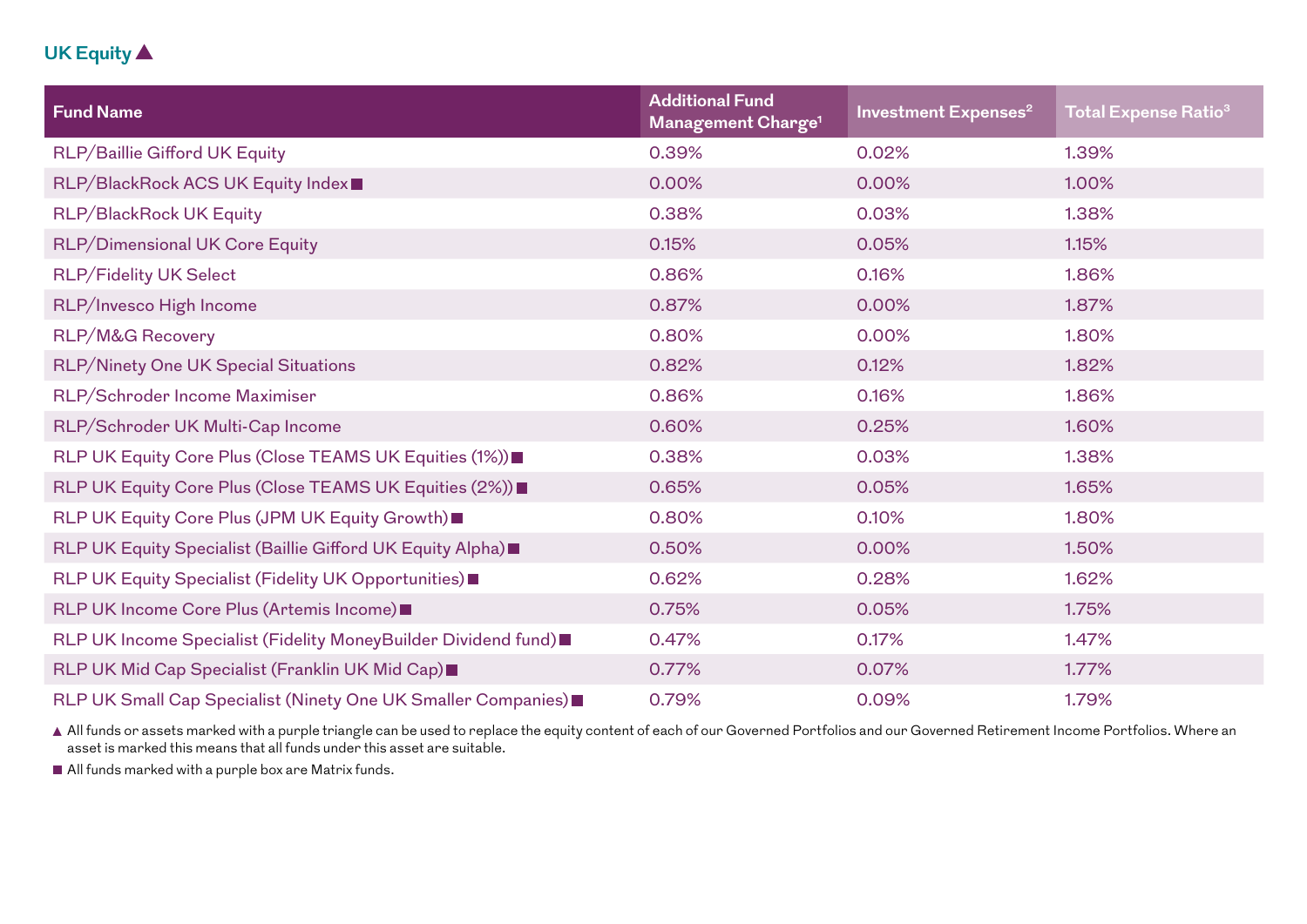## UK Equity ▲

| Fund Name | Additional Fund Management Charge[1] | Investment Expenses[2] | Total Expense Ratio[3] |
|---|---|---|---|
| RLP/Baillie Gifford UK Equity | 0.39% | 0.02% | 1.39% |
| RLP/BlackRock ACS UK Equity Index ■ | 0.00% | 0.00% | 1.00% |
| RLP/BlackRock UK Equity | 0.38% | 0.03% | 1.38% |
| RLP/Dimensional UK Core Equity | 0.15% | 0.05% | 1.15% |
| RLP/Fidelity UK Select | 0.86% | 0.16% | 1.86% |
| RLP/Invesco High Income | 0.87% | 0.00% | 1.87% |
| RLP/M&G Recovery | 0.80% | 0.00% | 1.80% |
| RLP/Ninety One UK Special Situations | 0.82% | 0.12% | 1.82% |
| RLP/Schroder Income Maximiser | 0.86% | 0.16% | 1.86% |
| RLP/Schroder UK Multi-Cap Income | 0.60% | 0.25% | 1.60% |
| RLP UK Equity Core Plus (Close TEAMS UK Equities (1%)) ■ | 0.38% | 0.03% | 1.38% |
| RLP UK Equity Core Plus (Close TEAMS UK Equities (2%)) ■ | 0.65% | 0.05% | 1.65% |
| RLP UK Equity Core Plus (JPM UK Equity Growth) ■ | 0.80% | 0.10% | 1.80% |
| RLP UK Equity Specialist (Baillie Gifford UK Equity Alpha) ■ | 0.50% | 0.00% | 1.50% |
| RLP UK Equity Specialist (Fidelity UK Opportunities) ■ | 0.62% | 0.28% | 1.62% |
| RLP UK Income Core Plus (Artemis Income) ■ | 0.75% | 0.05% | 1.75% |
| RLP UK Income Specialist (Fidelity MoneyBuilder Dividend fund) ■ | 0.47% | 0.17% | 1.47% |
| RLP UK Mid Cap Specialist (Franklin UK Mid Cap) ■ | 0.77% | 0.07% | 1.77% |
| RLP UK Small Cap Specialist (Ninety One UK Smaller Companies) ■ | 0.79% | 0.09% | 1.79% |

▲ All funds or assets marked with a purple triangle can be used to replace the equity content of each of our Governed Portfolios and our Governed Retirement Income Portfolios. Where an asset is marked this means that all funds under this asset are suitable.

■ All funds marked with a purple box are Matrix funds.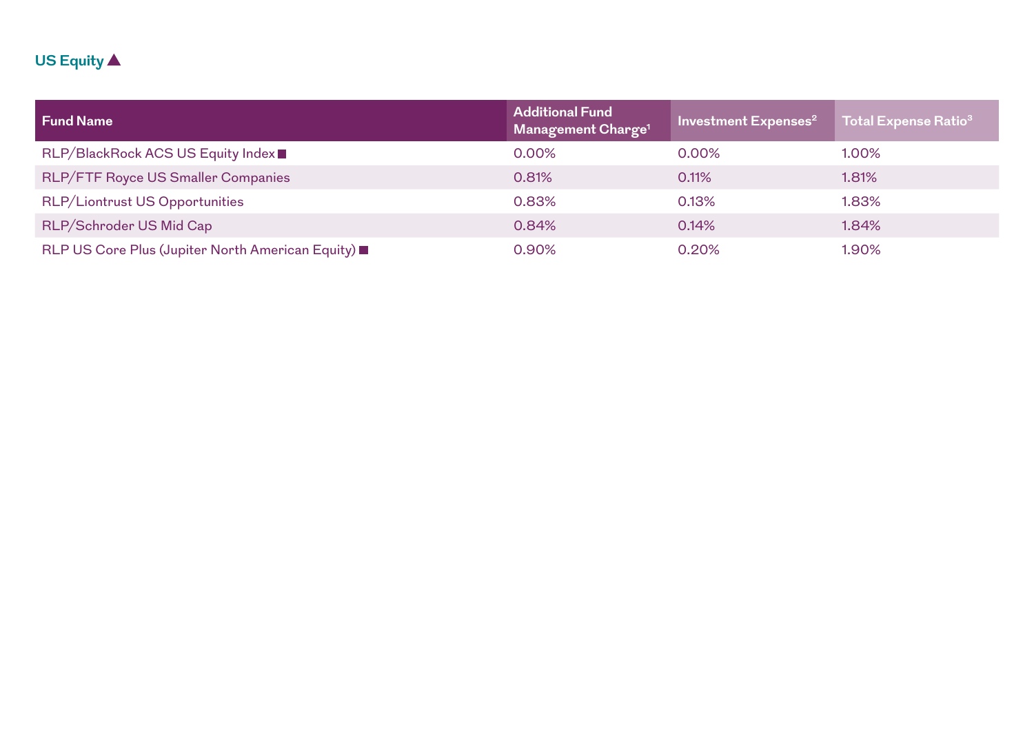## US Equity ▲

| Fund Name | Additional Fund Management Charge[1] | Investment Expenses[2] | Total Expense Ratio[3] |
|---|---|---|---|
| RLP/BlackRock ACS US Equity Index ■ | 0.00% | 0.00% | 1.00% |
| RLP/FTF Royce US Smaller Companies | 0.81% | 0.11% | 1.81% |
| RLP/Liontrust US Opportunities | 0.83% | 0.13% | 1.83% |
| RLP/Schroder US Mid Cap | 0.84% | 0.14% | 1.84% |
| RLP US Core Plus (Jupiter North American Equity) ■ | 0.90% | 0.20% | 1.90% |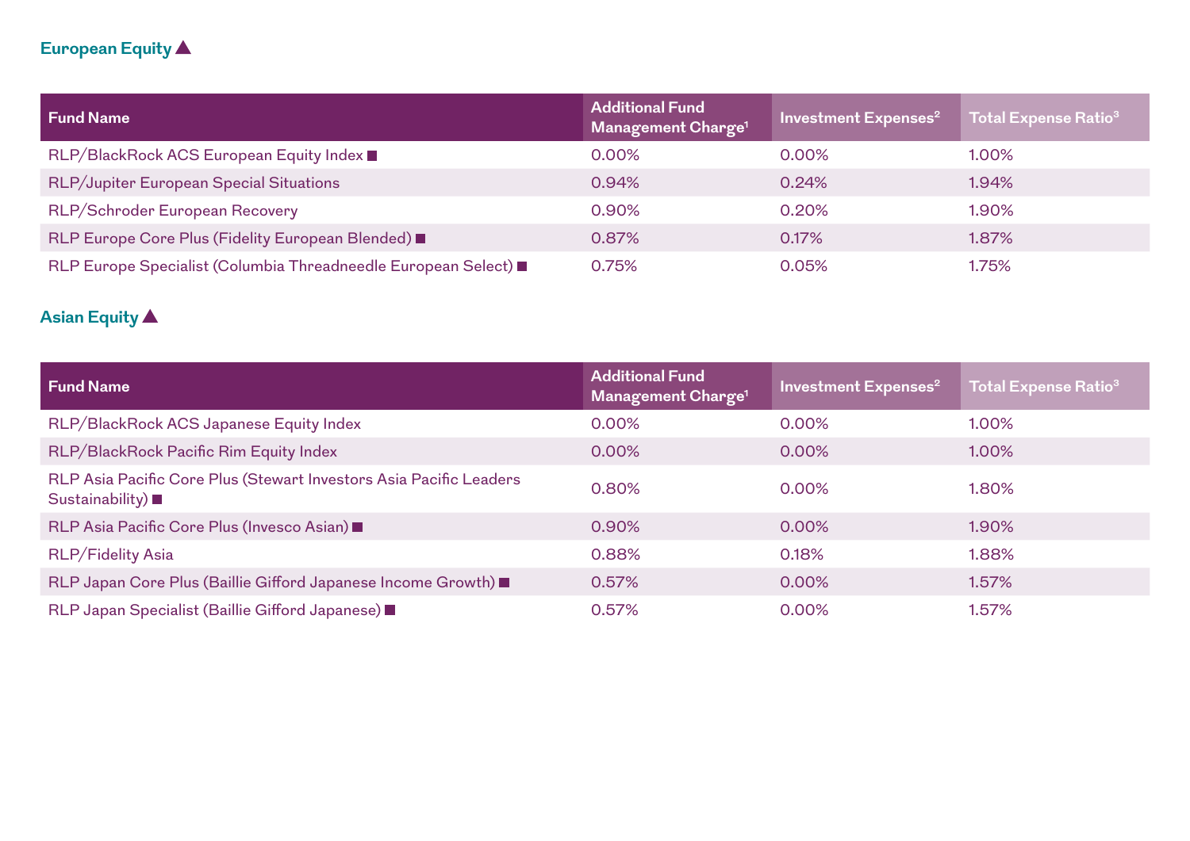## European Equity ▲

| Fund Name | Additional Fund Management Charge[1] | Investment Expenses[2] | Total Expense Ratio[3] |
|---|---|---|---|
| RLP/BlackRock ACS European Equity Index ■ | 0.00% | 0.00% | 1.00% |
| RLP/Jupiter European Special Situations | 0.94% | 0.24% | 1.94% |
| RLP/Schroder European Recovery | 0.90% | 0.20% | 1.90% |
| RLP Europe Core Plus (Fidelity European Blended) ■ | 0.87% | 0.17% | 1.87% |
| RLP Europe Specialist (Columbia Threadneedle European Select) ■ | 0.75% | 0.05% | 1.75% |

## Asian Equity ▲

| Fund Name | Additional Fund Management Charge[1] | Investment Expenses[2] | Total Expense Ratio[3] |
|---|---|---|---|
| RLP/BlackRock ACS Japanese Equity Index | 0.00% | 0.00% | 1.00% |
| RLP/BlackRock Pacific Rim Equity Index | 0.00% | 0.00% | 1.00% |
| RLP Asia Pacific Core Plus (Stewart Investors Asia Pacific Leaders Sustainability) ■ | 0.80% | 0.00% | 1.80% |
| RLP Asia Pacific Core Plus (Invesco Asian) ■ | 0.90% | 0.00% | 1.90% |
| RLP/Fidelity Asia | 0.88% | 0.18% | 1.88% |
| RLP Japan Core Plus (Baillie Gifford Japanese Income Growth) ■ | 0.57% | 0.00% | 1.57% |
| RLP Japan Specialist (Baillie Gifford Japanese) ■ | 0.57% | 0.00% | 1.57% |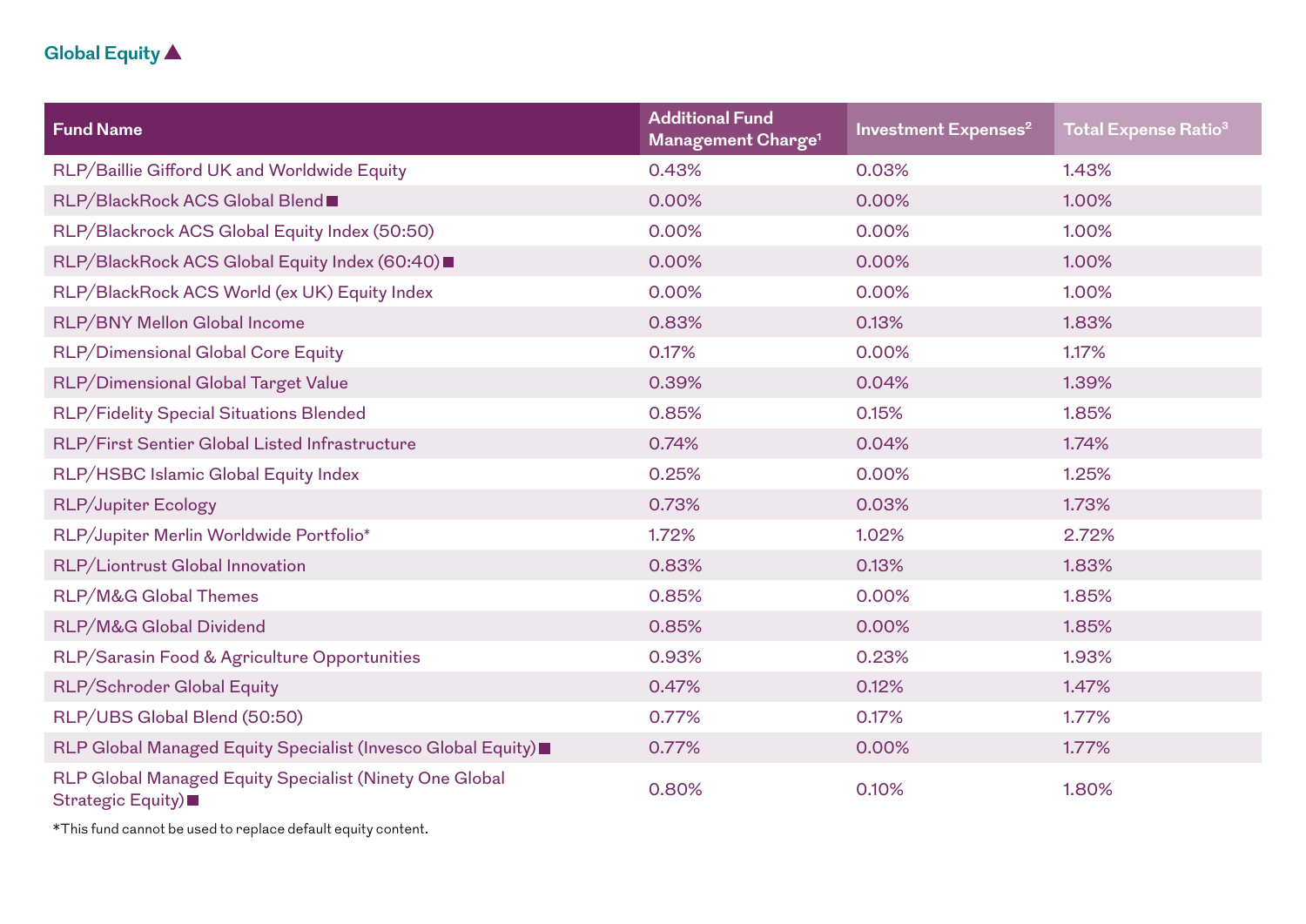## Global Equity ▲

| Fund Name | Additional Fund Management Charge[1] | Investment Expenses[2] | Total Expense Ratio[3] |
|---|---|---|---|
| RLP/Baillie Gifford UK and Worldwide Equity | 0.43% | 0.03% | 1.43% |
| RLP/BlackRock ACS Global Blend ■ | 0.00% | 0.00% | 1.00% |
| RLP/Blackrock ACS Global Equity Index (50:50) | 0.00% | 0.00% | 1.00% |
| RLP/BlackRock ACS Global Equity Index (60:40) ■ | 0.00% | 0.00% | 1.00% |
| RLP/BlackRock ACS World (ex UK) Equity Index | 0.00% | 0.00% | 1.00% |
| RLP/BNY Mellon Global Income | 0.83% | 0.13% | 1.83% |
| RLP/Dimensional Global Core Equity | 0.17% | 0.00% | 1.17% |
| RLP/Dimensional Global Target Value | 0.39% | 0.04% | 1.39% |
| RLP/Fidelity Special Situations Blended | 0.85% | 0.15% | 1.85% |
| RLP/First Sentier Global Listed Infrastructure | 0.74% | 0.04% | 1.74% |
| RLP/HSBC Islamic Global Equity Index | 0.25% | 0.00% | 1.25% |
| RLP/Jupiter Ecology | 0.73% | 0.03% | 1.73% |
| RLP/Jupiter Merlin Worldwide Portfolio* | 1.72% | 1.02% | 2.72% |
| RLP/Liontrust Global Innovation | 0.83% | 0.13% | 1.83% |
| RLP/M&G Global Themes | 0.85% | 0.00% | 1.85% |
| RLP/M&G Global Dividend | 0.85% | 0.00% | 1.85% |
| RLP/Sarasin Food & Agriculture Opportunities | 0.93% | 0.23% | 1.93% |
| RLP/Schroder Global Equity | 0.47% | 0.12% | 1.47% |
| RLP/UBS Global Blend (50:50) | 0.77% | 0.17% | 1.77% |
| RLP Global Managed Equity Specialist (Invesco Global Equity) ■ | 0.77% | 0.00% | 1.77% |
| RLP Global Managed Equity Specialist (Ninety One Global Strategic Equity) ■ | 0.80% | 0.10% | 1.80% |

*This fund cannot be used to replace default equity content.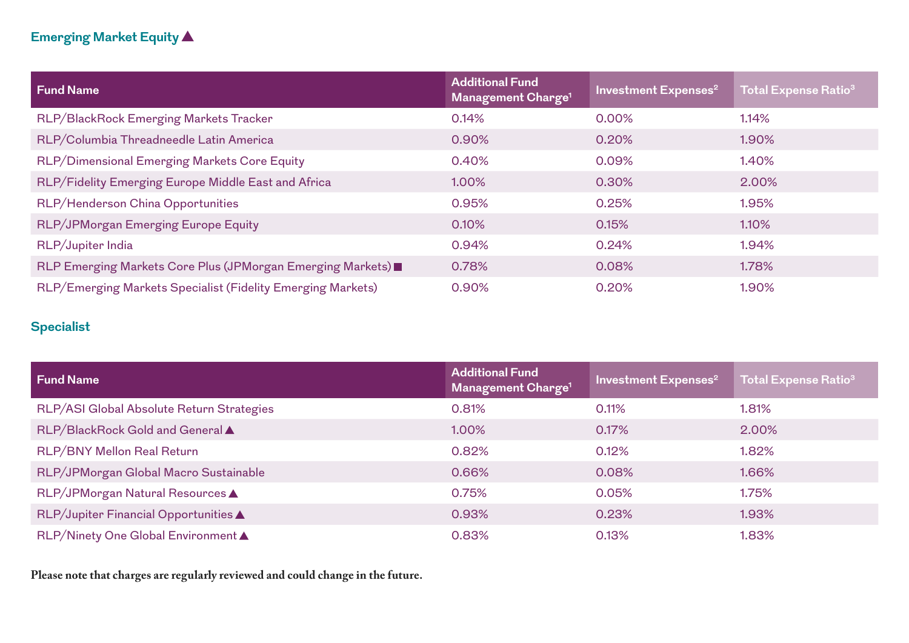## Emerging Market Equity ▲

| Fund Name | Additional Fund Management Charge[1] | Investment Expenses[2] | Total Expense Ratio[3] |
|---|---|---|---|
| RLP/BlackRock Emerging Markets Tracker | 0.14% | 0.00% | 1.14% |
| RLP/Columbia Threadneedle Latin America | 0.90% | 0.20% | 1.90% |
| RLP/Dimensional Emerging Markets Core Equity | 0.40% | 0.09% | 1.40% |
| RLP/Fidelity Emerging Europe Middle East and Africa | 1.00% | 0.30% | 2.00% |
| RLP/Henderson China Opportunities | 0.95% | 0.25% | 1.95% |
| RLP/JPMorgan Emerging Europe Equity | 0.10% | 0.15% | 1.10% |
| RLP/Jupiter India | 0.94% | 0.24% | 1.94% |
| RLP Emerging Markets Core Plus (JPMorgan Emerging Markets) ■ | 0.78% | 0.08% | 1.78% |
| RLP/Emerging Markets Specialist (Fidelity Emerging Markets) | 0.90% | 0.20% | 1.90% |

## Specialist

| Fund Name | Additional Fund Management Charge[1] | Investment Expenses[2] | Total Expense Ratio[3] |
|---|---|---|---|
| RLP/ASI Global Absolute Return Strategies | 0.81% | 0.11% | 1.81% |
| RLP/BlackRock Gold and General ▲ | 1.00% | 0.17% | 2.00% |
| RLP/BNY Mellon Real Return | 0.82% | 0.12% | 1.82% |
| RLP/JPMorgan Global Macro Sustainable | 0.66% | 0.08% | 1.66% |
| RLP/JPMorgan Natural Resources ▲ | 0.75% | 0.05% | 1.75% |
| RLP/Jupiter Financial Opportunities ▲ | 0.93% | 0.23% | 1.93% |
| RLP/Ninety One Global Environment ▲ | 0.83% | 0.13% | 1.83% |

**Please note that charges are regularly reviewed and could change in the future.**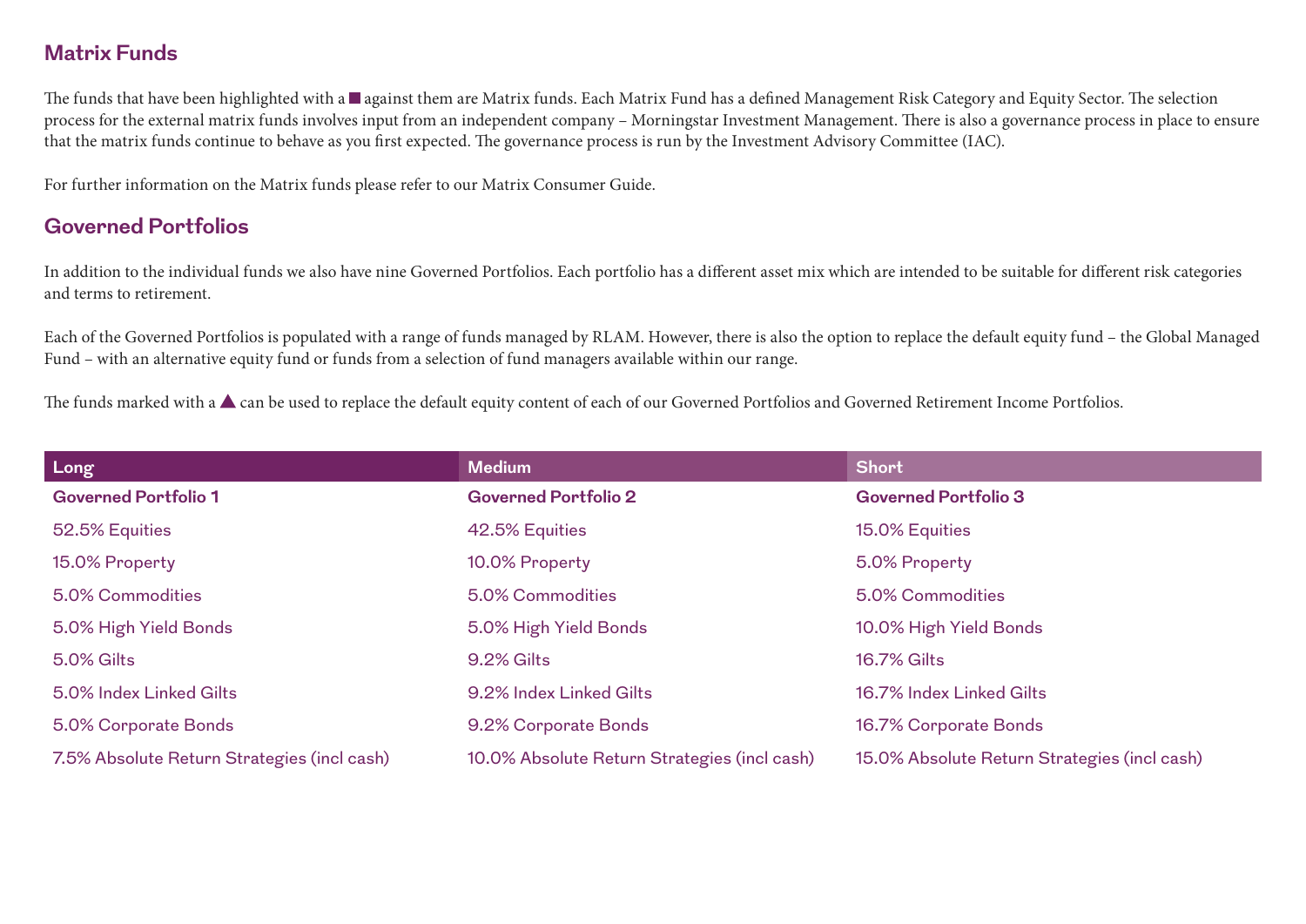## Matrix Funds

The funds that have been highlighted with a ■ against them are Matrix funds. Each Matrix Fund has a defined Management Risk Category and Equity Sector. The selection process for the external matrix funds involves input from an independent company – Morningstar Investment Management. There is also a governance process in place to ensure that the matrix funds continue to behave as you first expected. The governance process is run by the Investment Advisory Committee (IAC).

For further information on the Matrix funds please refer to our Matrix Consumer Guide.

## Governed Portfolios

In addition to the individual funds we also have nine Governed Portfolios. Each portfolio has a different asset mix which are intended to be suitable for different risk categories and terms to retirement.

Each of the Governed Portfolios is populated with a range of funds managed by RLAM. However, there is also the option to replace the default equity fund – the Global Managed Fund – with an alternative equity fund or funds from a selection of fund managers available within our range.

The funds marked with a ▲ can be used to replace the default equity content of each of our Governed Portfolios and Governed Retirement Income Portfolios.

| Long | Medium | Short |
|---|---|---|
| **Governed Portfolio 1** | **Governed Portfolio 2** | **Governed Portfolio 3** |
| 52.5% Equities | 42.5% Equities | 15.0% Equities |
| 15.0% Property | 10.0% Property | 5.0% Property |
| 5.0% Commodities | 5.0% Commodities | 5.0% Commodities |
| 5.0% High Yield Bonds | 5.0% High Yield Bonds | 10.0% High Yield Bonds |
| 5.0% Gilts | 9.2% Gilts | 16.7% Gilts |
| 5.0% Index Linked Gilts | 9.2% Index Linked Gilts | 16.7% Index Linked Gilts |
| 5.0% Corporate Bonds | 9.2% Corporate Bonds | 16.7% Corporate Bonds |
| 7.5% Absolute Return Strategies (incl cash) | 10.0% Absolute Return Strategies (incl cash) | 15.0% Absolute Return Strategies (incl cash) |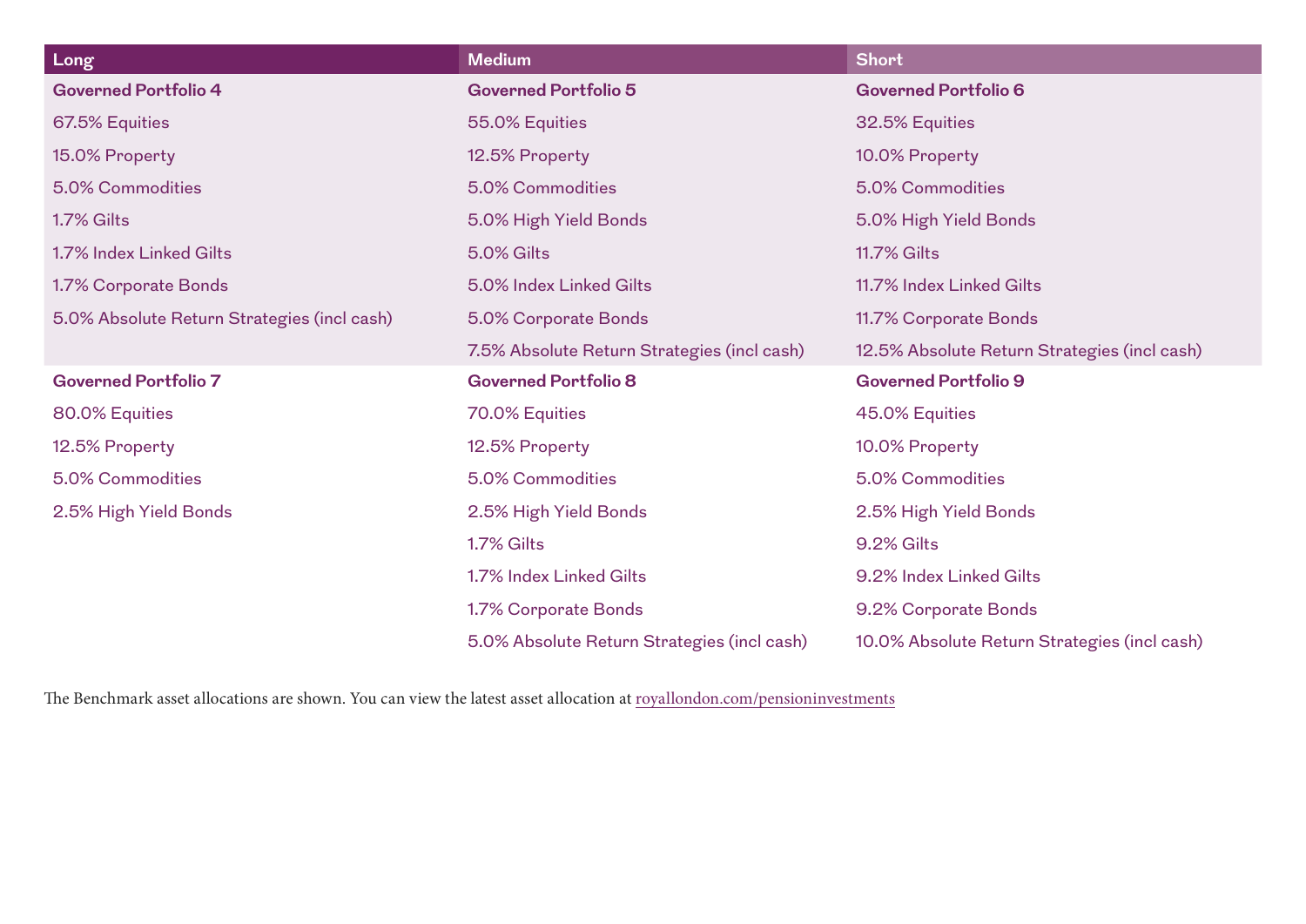| Long | Medium | Short |
|---|---|---|
| **Governed Portfolio 4** | **Governed Portfolio 5** | **Governed Portfolio 6** |
| 67.5% Equities | 55.0% Equities | 32.5% Equities |
| 15.0% Property | 12.5% Property | 10.0% Property |
| 5.0% Commodities | 5.0% Commodities | 5.0% Commodities |
| 1.7% Gilts | 5.0% High Yield Bonds | 5.0% High Yield Bonds |
| 1.7% Index Linked Gilts | 5.0% Gilts | 11.7% Gilts |
| 1.7% Corporate Bonds | 5.0% Index Linked Gilts | 11.7% Index Linked Gilts |
| 5.0% Absolute Return Strategies (incl cash) | 5.0% Corporate Bonds | 11.7% Corporate Bonds |
| | 7.5% Absolute Return Strategies (incl cash) | 12.5% Absolute Return Strategies (incl cash) |
| **Governed Portfolio 7** | **Governed Portfolio 8** | **Governed Portfolio 9** |
| 80.0% Equities | 70.0% Equities | 45.0% Equities |
| 12.5% Property | 12.5% Property | 10.0% Property |
| 5.0% Commodities | 5.0% Commodities | 5.0% Commodities |
| 2.5% High Yield Bonds | 2.5% High Yield Bonds | 2.5% High Yield Bonds |
| | 1.7% Gilts | 9.2% Gilts |
| | 1.7% Index Linked Gilts | 9.2% Index Linked Gilts |
| | 1.7% Corporate Bonds | 9.2% Corporate Bonds |
| | 5.0% Absolute Return Strategies (incl cash) | 10.0% Absolute Return Strategies (incl cash) |

The Benchmark asset allocations are shown. You can view the latest asset allocation at royallondon.com/pensioninvestments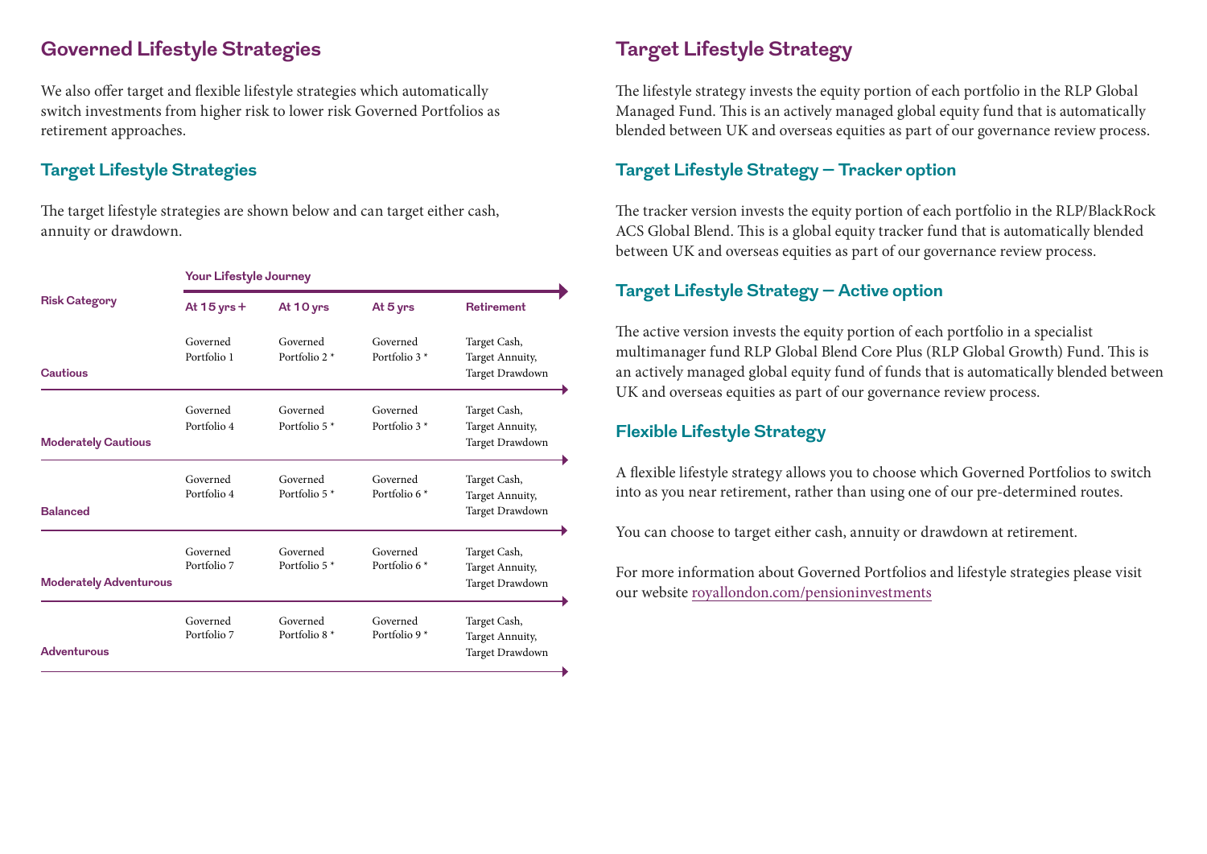## Governed Lifestyle Strategies

We also offer target and flexible lifestyle strategies which automatically switch investments from higher risk to lower risk Governed Portfolios as retirement approaches.

### Target Lifestyle Strategies

The target lifestyle strategies are shown below and can target either cash, annuity or drawdown.

| Risk Category | Your Lifestyle Journey | | | |
|---|---|---|---|---|
| | At 15 yrs + | At 10 yrs | At 5 yrs | Retirement |
| Cautious | Governed Portfolio 1 | Governed Portfolio 2 * | Governed Portfolio 3 * | Target Cash, Target Annuity, Target Drawdown |
| Moderately Cautious | Governed Portfolio 4 | Governed Portfolio 5 * | Governed Portfolio 3 * | Target Cash, Target Annuity, Target Drawdown |
| Balanced | Governed Portfolio 4 | Governed Portfolio 5 * | Governed Portfolio 6 * | Target Cash, Target Annuity, Target Drawdown |
| Moderately Adventurous | Governed Portfolio 7 | Governed Portfolio 5 * | Governed Portfolio 6 * | Target Cash, Target Annuity, Target Drawdown |
| Adventurous | Governed Portfolio 7 | Governed Portfolio 8 * | Governed Portfolio 9 * | Target Cash, Target Annuity, Target Drawdown |

## Target Lifestyle Strategy

The lifestyle strategy invests the equity portion of each portfolio in the RLP Global Managed Fund. This is an actively managed global equity fund that is automatically blended between UK and overseas equities as part of our governance review process.

### Target Lifestyle Strategy – Tracker option

The tracker version invests the equity portion of each portfolio in the RLP/BlackRock ACS Global Blend. This is a global equity tracker fund that is automatically blended between UK and overseas equities as part of our governance review process.

### Target Lifestyle Strategy – Active option

The active version invests the equity portion of each portfolio in a specialist multimanager fund RLP Global Blend Core Plus (RLP Global Growth) Fund. This is an actively managed global equity fund of funds that is automatically blended between UK and overseas equities as part of our governance review process.

### Flexible Lifestyle Strategy

A flexible lifestyle strategy allows you to choose which Governed Portfolios to switch into as you near retirement, rather than using one of our pre-determined routes.

You can choose to target either cash, annuity or drawdown at retirement.

For more information about Governed Portfolios and lifestyle strategies please visit our website royallondon.com/pensioninvestments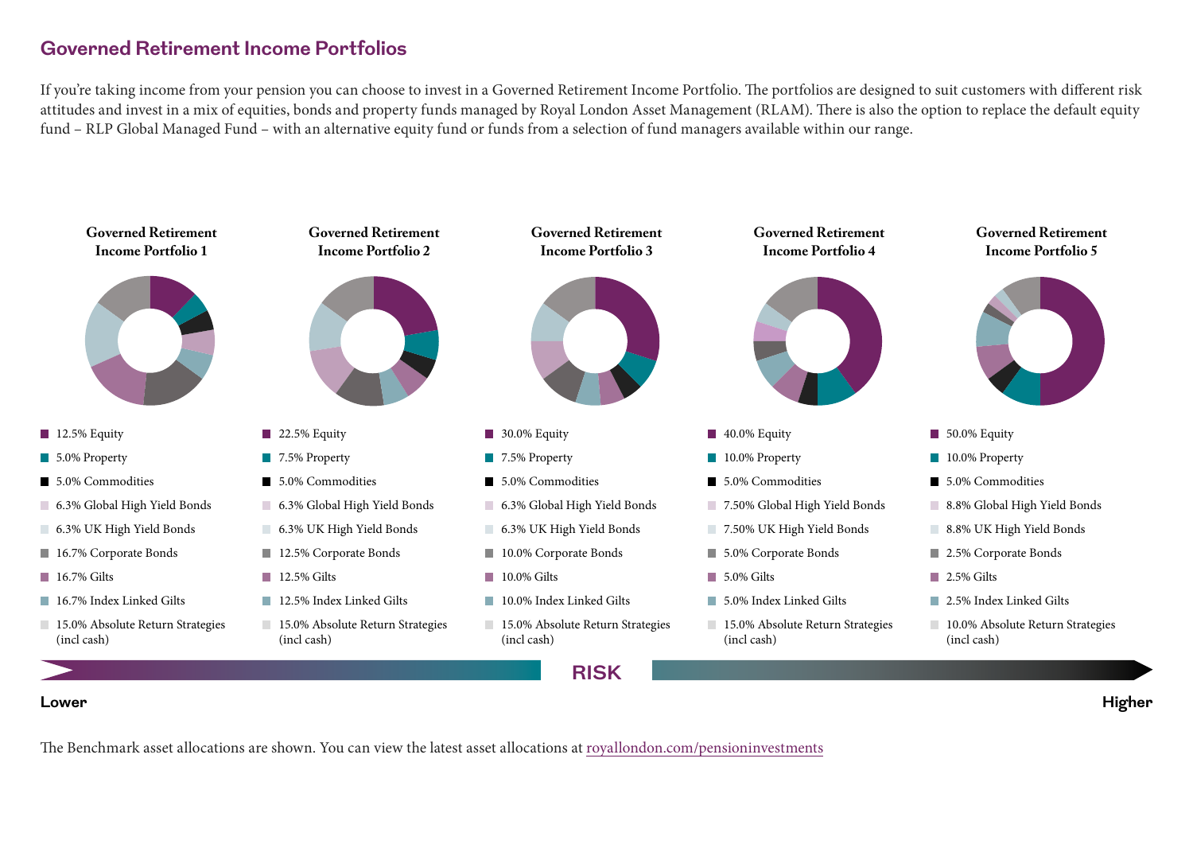## Governed Retirement Income Portfolios

If you're taking income from your pension you can choose to invest in a Governed Retirement Income Portfolio. The portfolios are designed to suit customers with different risk attitudes and invest in a mix of equities, bonds and property funds managed by Royal London Asset Management (RLAM). There is also the option to replace the default equity fund – RLP Global Managed Fund – with an alternative equity fund or funds from a selection of fund managers available within our range.

**Governed Retirement Income Portfolio 1**

- 12.5% Equity
- 5.0% Property
- 5.0% Commodities
- 6.3% Global High Yield Bonds
- 6.3% UK High Yield Bonds
- 16.7% Corporate Bonds
- 16.7% Gilts
- 16.7% Index Linked Gilts
- 15.0% Absolute Return Strategies (incl cash)

**Governed Retirement Income Portfolio 2**

- 22.5% Equity
- 7.5% Property
- 5.0% Commodities
- 6.3% Global High Yield Bonds
- 6.3% UK High Yield Bonds
- 12.5% Corporate Bonds
- 12.5% Gilts
- 12.5% Index Linked Gilts
- 15.0% Absolute Return Strategies (incl cash)

**Governed Retirement Income Portfolio 3**

- 30.0% Equity
- 7.5% Property
- 5.0% Commodities
- 6.3% Global High Yield Bonds
- 6.3% UK High Yield Bonds
- 10.0% Corporate Bonds
- 10.0% Gilts
- 10.0% Index Linked Gilts
- 15.0% Absolute Return Strategies (incl cash)

**Governed Retirement Income Portfolio 4**

- 40.0% Equity
- 10.0% Property
- 5.0% Commodities
- 7.50% Global High Yield Bonds
- 7.50% UK High Yield Bonds
- 5.0% Corporate Bonds
- 5.0% Gilts
- 5.0% Index Linked Gilts
- 15.0% Absolute Return Strategies (incl cash)

**Governed Retirement Income Portfolio 5**

- 50.0% Equity
- 10.0% Property
- 5.0% Commodities
- 8.8% Global High Yield Bonds
- 8.8% UK High Yield Bonds
- 2.5% Corporate Bonds
- 2.5% Gilts
- 2.5% Index Linked Gilts
- 10.0% Absolute Return Strategies (incl cash)

**RISK**

**Lower** → **Higher**

The Benchmark asset allocations are shown. You can view the latest asset allocations at royallondon.com/pensioninvestments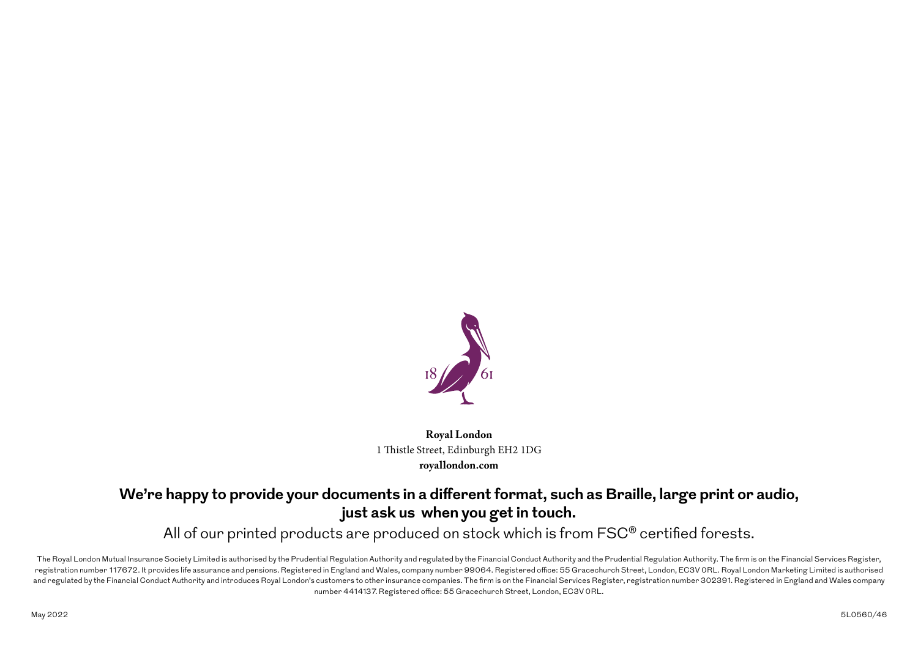**Royal London**
1 Thistle Street, Edinburgh EH2 1DG
**royallondon.com**

**We're happy to provide your documents in a different format, such as Braille, large print or audio, just ask us when you get in touch.**

All of our printed products are produced on stock which is from FSC® certified forests.

The Royal London Mutual Insurance Society Limited is authorised by the Prudential Regulation Authority and regulated by the Financial Conduct Authority and the Prudential Regulation Authority. The firm is on the Financial Services Register, registration number 117672. It provides life assurance and pensions. Registered in England and Wales, company number 99064. Registered office: 55 Gracechurch Street, London, EC3V 0RL. Royal London Marketing Limited is authorised and regulated by the Financial Conduct Authority and introduces Royal London's customers to other insurance companies. The firm is on the Financial Services Register, registration number 302391. Registered in England and Wales company number 4414137. Registered office: 55 Gracechurch Street, London, EC3V 0RL.

May 2022

5L0560/46